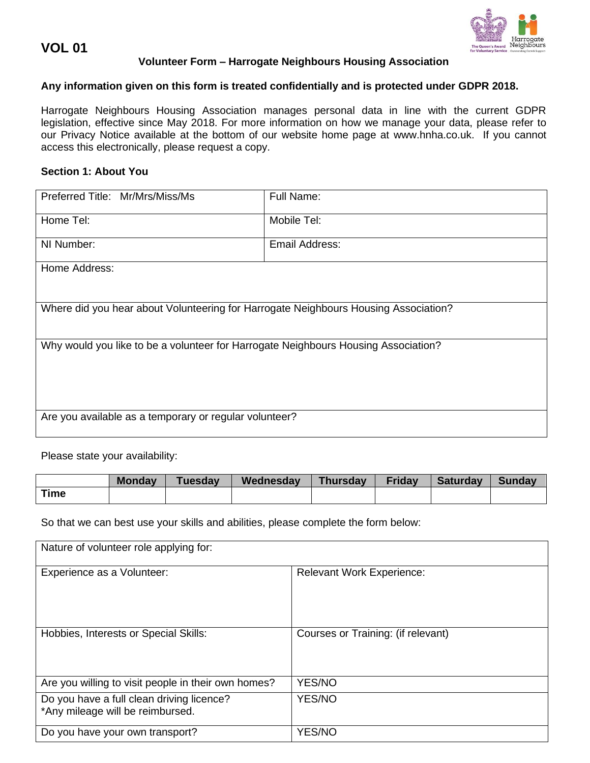# VOL 01

**Volunteer Form – Harrogate Neighbours Housing Association**

**Any information given on this form is treated confidentially and is protected under GDPR 2018.**

Harrogate Neighbours Housing Association manages personal data in line with the current GDPR legislation, effective since May 2018. For more information on how we manage your data, please refer to our Privacy Notice available at the bottom of our website home page at www.hnha.co.uk. If you cannot access this electronically, please request a copy.

## Section 1: About You

| Preferred Title: Mr/Mrs/Miss/Ms | Full Name: |
|---|---|
| Home Tel: | Mobile Tel: |
| NI Number: | Email Address: |
| Home Address: | |
| Where did you hear about Volunteering for Harrogate Neighbours Housing Association? | |
| Why would you like to be a volunteer for Harrogate Neighbours Housing Association? | |
| Are you available as a temporary or regular volunteer? | |

Please state your availability:

| | Monday | Tuesday | Wednesday | Thursday | Friday | Saturday | Sunday |
|---|---|---|---|---|---|---|---|
| **Time** | | | | | | | |

So that we can best use your skills and abilities, please complete the form below:

| Nature of volunteer role applying for: | |
|---|---|
| Experience as a Volunteer: | Relevant Work Experience: |
| Hobbies, Interests or Special Skills: | Courses or Training: (if relevant) |
| Are you willing to visit people in their own homes? | YES/NO |
| Do you have a full clean driving licence? *Any mileage will be reimbursed. | YES/NO |
| Do you have your own transport? | YES/NO |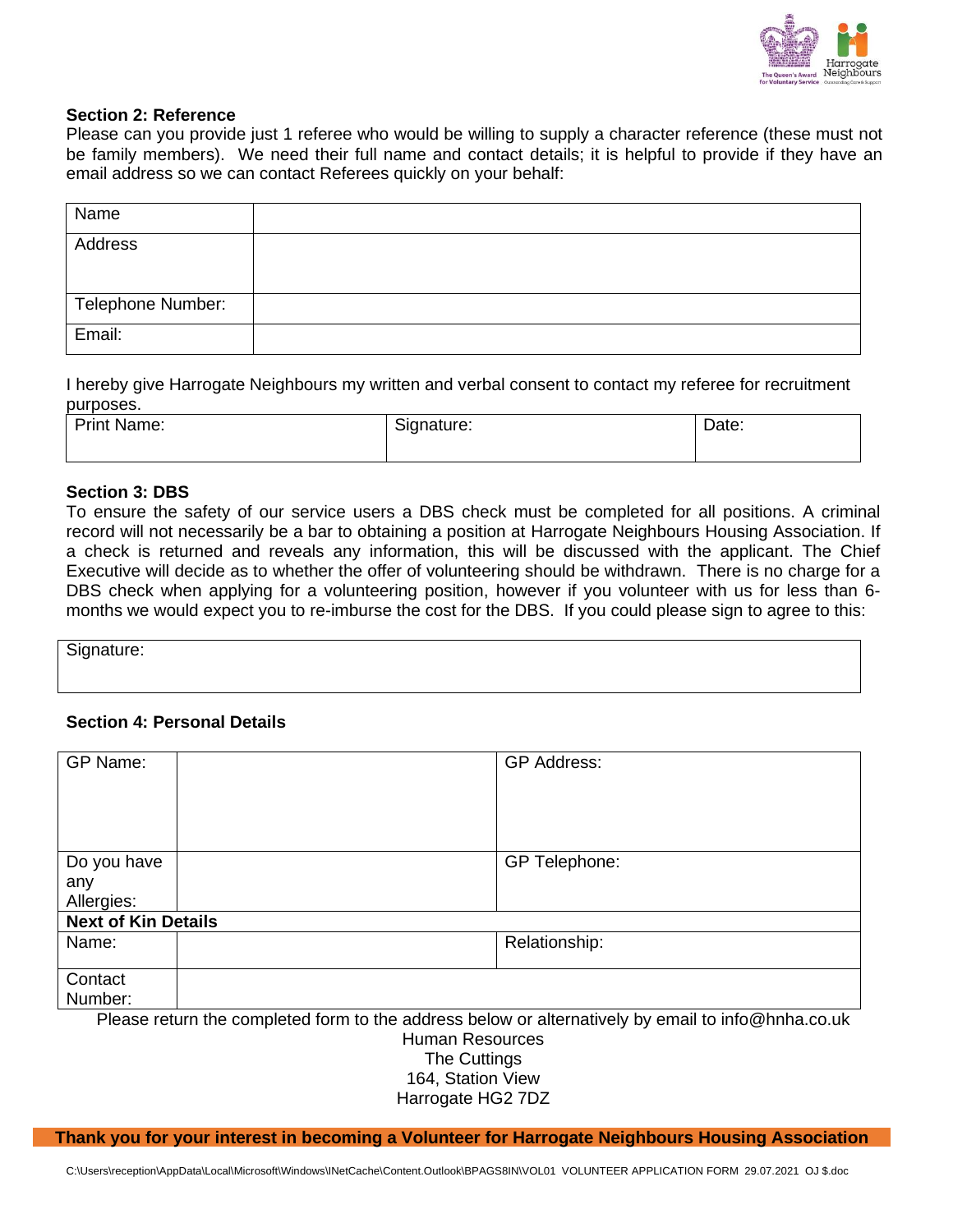**Section 2: Reference**

Please can you provide just 1 referee who would be willing to supply a character reference (these must not be family members). We need their full name and contact details; it is helpful to provide if they have an email address so we can contact Referees quickly on your behalf:

| Name | |
|---|---|
| Address | |
| Telephone Number: | |
| Email: | |

I hereby give Harrogate Neighbours my written and verbal consent to contact my referee for recruitment purposes.

| Print Name: | Signature: | Date: |
|---|---|---|

**Section 3: DBS**

To ensure the safety of our service users a DBS check must be completed for all positions. A criminal record will not necessarily be a bar to obtaining a position at Harrogate Neighbours Housing Association. If a check is returned and reveals any information, this will be discussed with the applicant. The Chief Executive will decide as to whether the offer of volunteering should be withdrawn. There is no charge for a DBS check when applying for a volunteering position, however if you volunteer with us for less than 6-months we would expect you to re-imburse the cost for the DBS. If you could please sign to agree to this:

| Signature: |
|---|

**Section 4: Personal Details**

| GP Name: | | GP Address: |
|---|---|---|
| Do you have any Allergies: | | GP Telephone: |
| **Next of Kin Details** | | |
| Name: | | Relationship: |
| Contact Number: | | |

Please return the completed form to the address below or alternatively by email to info@hnha.co.uk

Human Resources
The Cuttings
164, Station View
Harrogate HG2 7DZ

**Thank you for your interest in becoming a Volunteer for Harrogate Neighbours Housing Association**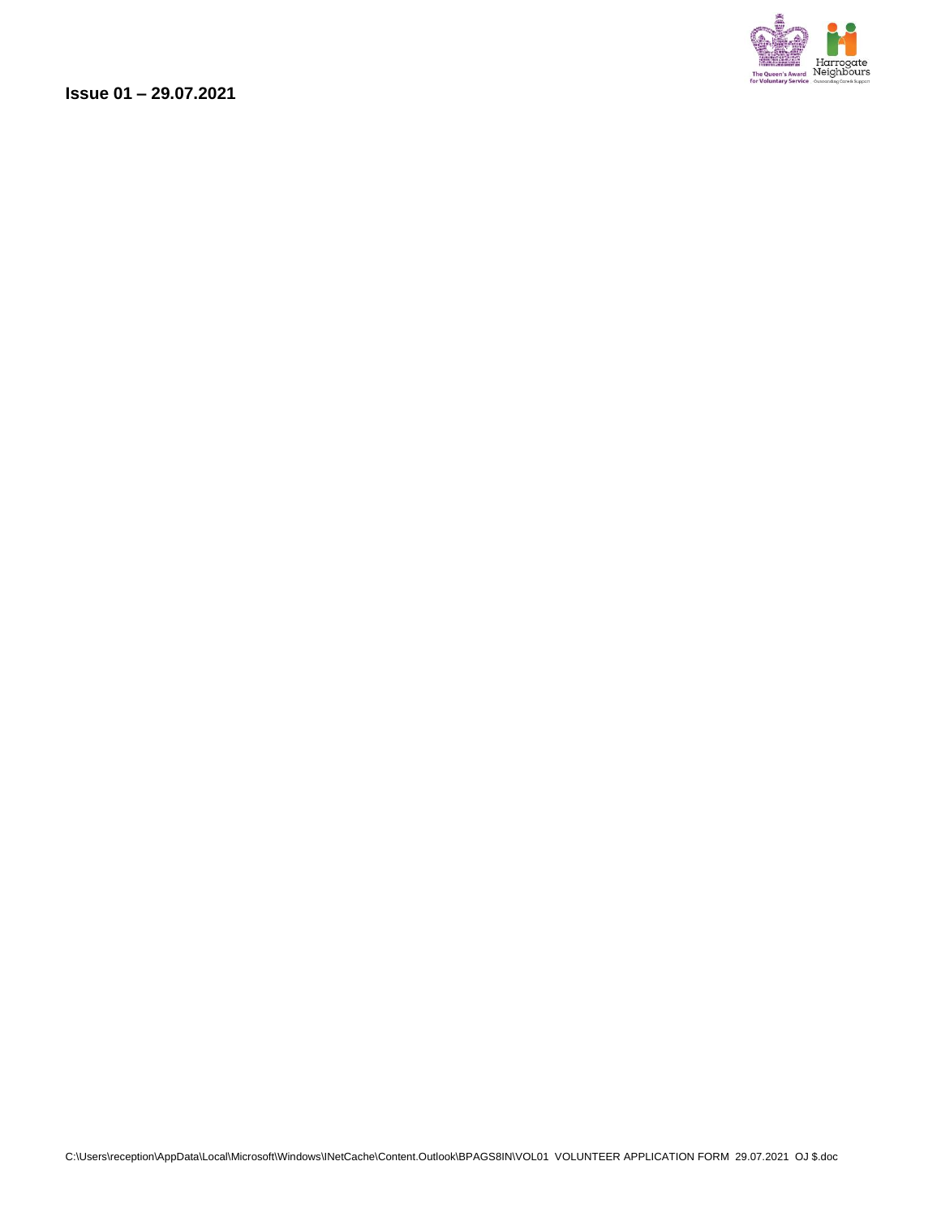**Issue 01 – 29.07.2021**